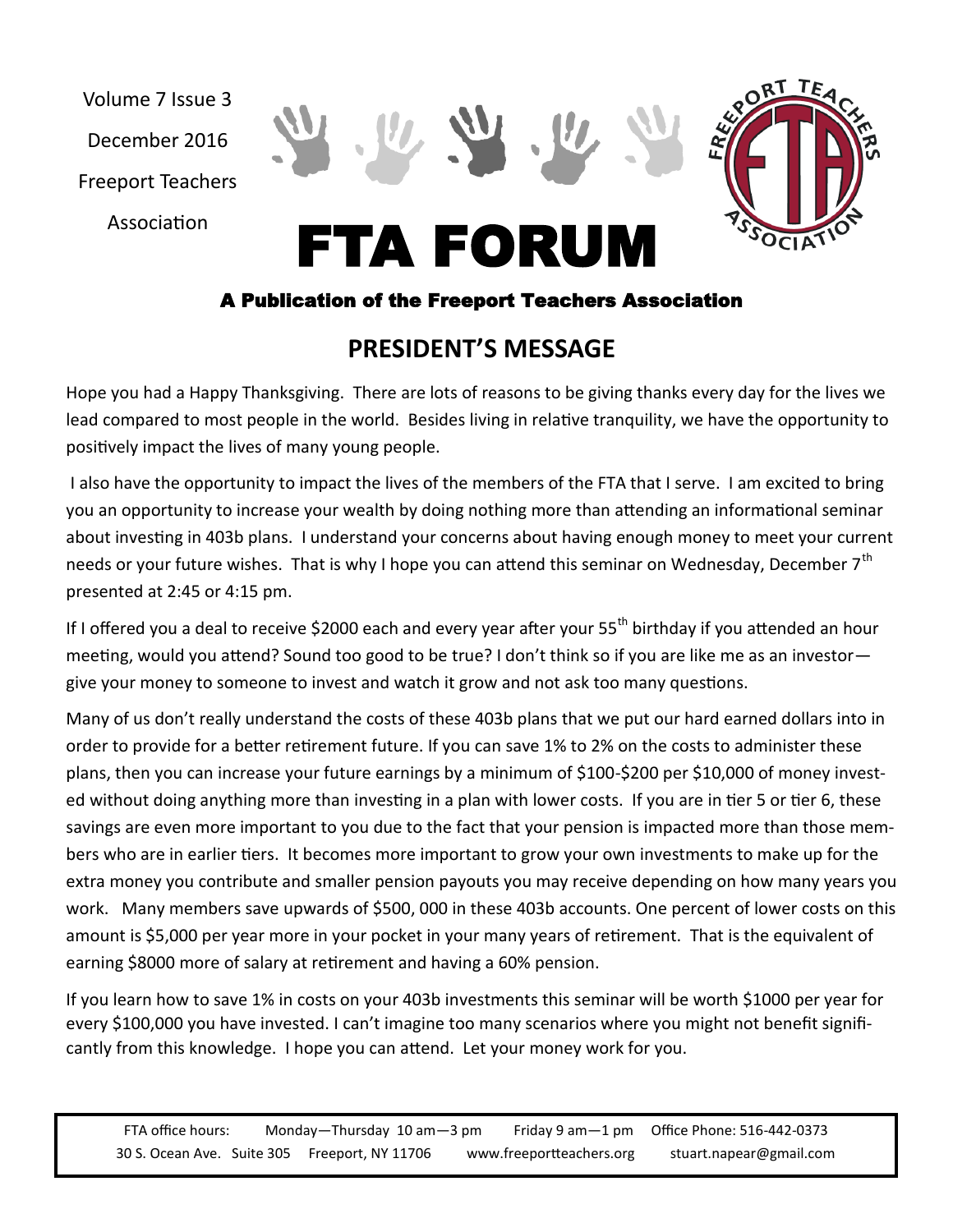Volume 7 Issue 3

December 2016

Freeport Teachers Association

# FTA FORUM

**A Publication of the Freeport Teachers Association**

## PRESIDENT'S MESSAGE

Hope you had a Happy Thanksgiving. There are lots of reasons to be giving thanks every day for the lives we lead compared to most people in the world. Besides living in relative tranquility, we have the opportunity to positively impact the lives of many young people.

I also have the opportunity to impact the lives of the members of the FTA that I serve. I am excited to bring you an opportunity to increase your wealth by doing nothing more than attending an informational seminar about investing in 403b plans. I understand your concerns about having enough money to meet your current needs or your future wishes. That is why I hope you can attend this seminar on Wednesday, December 7th presented at 2:45 or 4:15 pm.

If I offered you a deal to receive $2000 each and every year after your 55th birthday if you attended an hour meeting, would you attend? Sound too good to be true? I don't think so if you are like me as an investor—give your money to someone to invest and watch it grow and not ask too many questions.

Many of us don't really understand the costs of these 403b plans that we put our hard earned dollars into in order to provide for a better retirement future. If you can save 1% to 2% on the costs to administer these plans, then you can increase your future earnings by a minimum of $100-$200 per $10,000 of money invested without doing anything more than investing in a plan with lower costs. If you are in tier 5 or tier 6, these savings are even more important to you due to the fact that your pension is impacted more than those members who are in earlier tiers. It becomes more important to grow your own investments to make up for the extra money you contribute and smaller pension payouts you may receive depending on how many years you work. Many members save upwards of $500, 000 in these 403b accounts. One percent of lower costs on this amount is $5,000 per year more in your pocket in your many years of retirement. That is the equivalent of earning $8000 more of salary at retirement and having a 60% pension.

If you learn how to save 1% in costs on your 403b investments this seminar will be worth $1000 per year for every $100,000 you have invested. I can't imagine too many scenarios where you might not benefit significantly from this knowledge. I hope you can attend. Let your money work for you.

FTA office hours: Monday—Thursday 10 am—3 pm Friday 9 am—1 pm Office Phone: 516-442-0373
30 S. Ocean Ave. Suite 305 Freeport, NY 11706 www.freeportteachers.org stuart.napear@gmail.com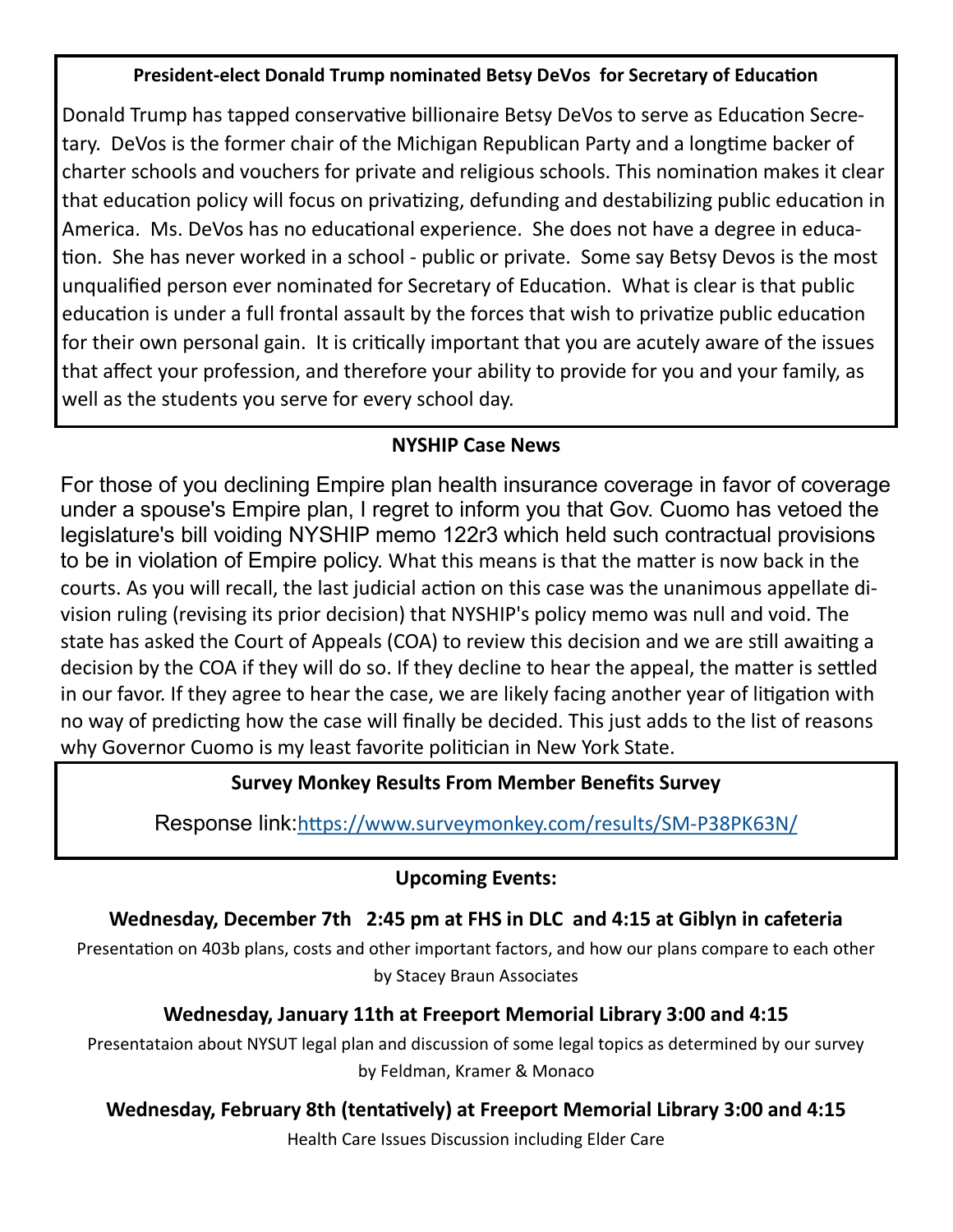### President-elect Donald Trump nominated Betsy DeVos for Secretary of Education

Donald Trump has tapped conservative billionaire Betsy DeVos to serve as Education Secretary. DeVos is the former chair of the Michigan Republican Party and a longtime backer of charter schools and vouchers for private and religious schools. This nomination makes it clear that education policy will focus on privatizing, defunding and destabilizing public education in America. Ms. DeVos has no educational experience. She does not have a degree in education. She has never worked in a school - public or private. Some say Betsy Devos is the most unqualified person ever nominated for Secretary of Education. What is clear is that public education is under a full frontal assault by the forces that wish to privatize public education for their own personal gain. It is critically important that you are acutely aware of the issues that affect your profession, and therefore your ability to provide for you and your family, as well as the students you serve for every school day.

### NYSHIP Case News

For those of you declining Empire plan health insurance coverage in favor of coverage under a spouse's Empire plan, I regret to inform you that Gov. Cuomo has vetoed the legislature's bill voiding NYSHIP memo 122r3 which held such contractual provisions to be in violation of Empire policy. What this means is that the matter is now back in the courts. As you will recall, the last judicial action on this case was the unanimous appellate division ruling (revising its prior decision) that NYSHIP's policy memo was null and void. The state has asked the Court of Appeals (COA) to review this decision and we are still awaiting a decision by the COA if they will do so. If they decline to hear the appeal, the matter is settled in our favor. If they agree to hear the case, we are likely facing another year of litigation with no way of predicting how the case will finally be decided. This just adds to the list of reasons why Governor Cuomo is my least favorite politician in New York State.

### Survey Monkey Results From Member Benefits Survey

Response link:https://www.surveymonkey.com/results/SM-P38PK63N/

### Upcoming Events:

**Wednesday, December 7th 2:45 pm at FHS in DLC and 4:15 at Giblyn in cafeteria**

Presentation on 403b plans, costs and other important factors, and how our plans compare to each other by Stacey Braun Associates

**Wednesday, January 11th at Freeport Memorial Library 3:00 and 4:15**

Presentataion about NYSUT legal plan and discussion of some legal topics as determined by our survey by Feldman, Kramer & Monaco

**Wednesday, February 8th (tentatively) at Freeport Memorial Library 3:00 and 4:15**

Health Care Issues Discussion including Elder Care